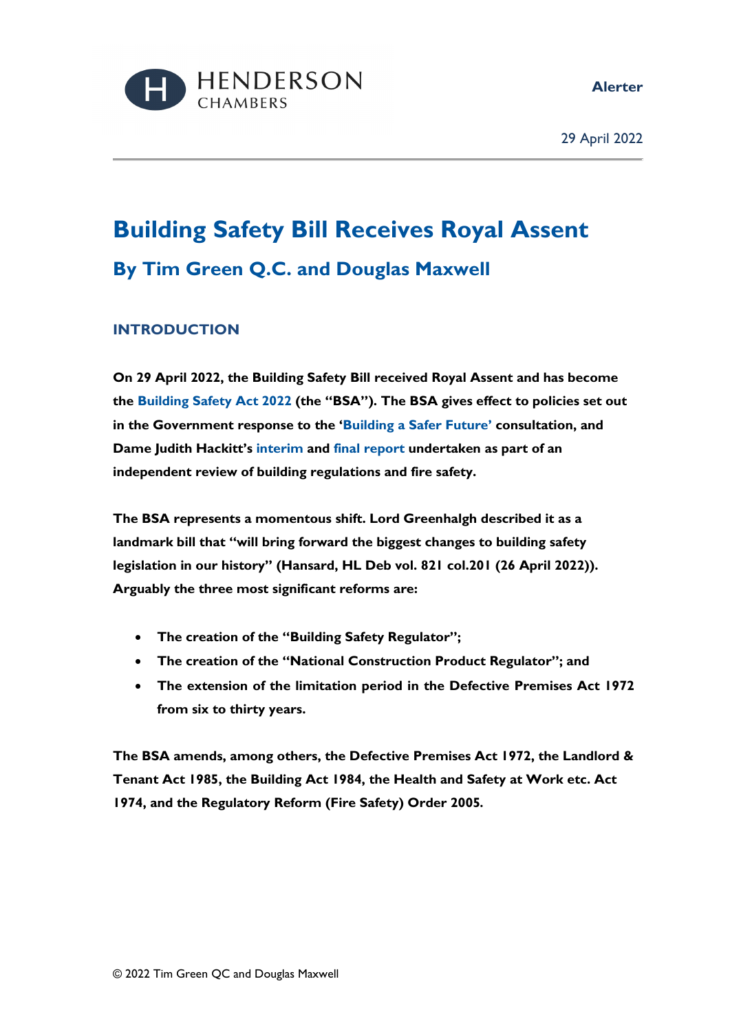Alerter

29 April 2022

# Building Safety Bill Receives Royal Assent

## By Tim Green Q.C. and Douglas Maxwell

### INTRODUCTION

**On 29 April 2022, the Building Safety Bill received Royal Assent and has become the Building Safety Act 2022 (the "BSA"). The BSA gives effect to policies set out in the Government response to the 'Building a Safer Future' consultation, and Dame Judith Hackitt's interim and final report undertaken as part of an independent review of building regulations and fire safety.**

**The BSA represents a momentous shift. Lord Greenhalgh described it as a landmark bill that "will bring forward the biggest changes to building safety legislation in our history" (Hansard, HL Deb vol. 821 col.201 (26 April 2022)). Arguably the three most significant reforms are:**

- **The creation of the "Building Safety Regulator";**
- **The creation of the "National Construction Product Regulator"; and**
- **The extension of the limitation period in the Defective Premises Act 1972 from six to thirty years.**

**The BSA amends, among others, the Defective Premises Act 1972, the Landlord & Tenant Act 1985, the Building Act 1984, the Health and Safety at Work etc. Act 1974, and the Regulatory Reform (Fire Safety) Order 2005.**

© 2022 Tim Green QC and Douglas Maxwell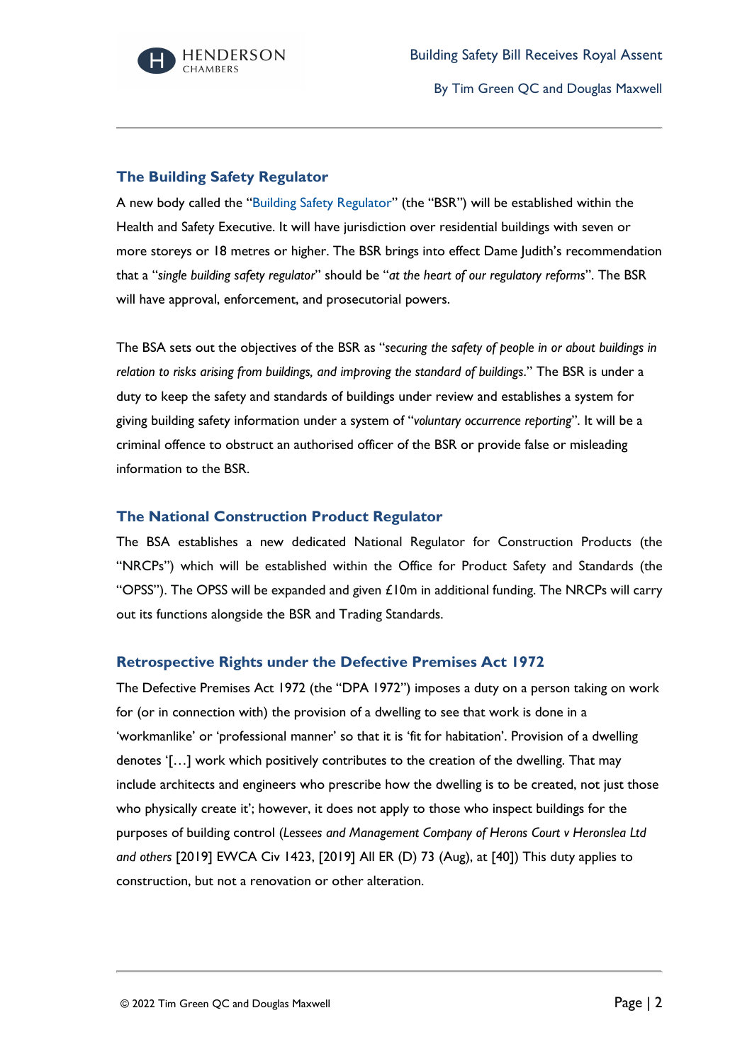## The Building Safety Regulator

A new body called the "Building Safety Regulator" (the "BSR") will be established within the Health and Safety Executive. It will have jurisdiction over residential buildings with seven or more storeys or 18 metres or higher. The BSR brings into effect Dame Judith's recommendation that a "*single building safety regulator*" should be "*at the heart of our regulatory reforms*". The BSR will have approval, enforcement, and prosecutorial powers.

The BSA sets out the objectives of the BSR as "*securing the safety of people in or about buildings in relation to risks arising from buildings, and improving the standard of buildings*." The BSR is under a duty to keep the safety and standards of buildings under review and establishes a system for giving building safety information under a system of "*voluntary occurrence reporting*". It will be a criminal offence to obstruct an authorised officer of the BSR or provide false or misleading information to the BSR.

## The National Construction Product Regulator

The BSA establishes a new dedicated National Regulator for Construction Products (the "NRCPs") which will be established within the Office for Product Safety and Standards (the "OPSS"). The OPSS will be expanded and given £10m in additional funding. The NRCPs will carry out its functions alongside the BSR and Trading Standards.

## Retrospective Rights under the Defective Premises Act 1972

The Defective Premises Act 1972 (the "DPA 1972") imposes a duty on a person taking on work for (or in connection with) the provision of a dwelling to see that work is done in a 'workmanlike' or 'professional manner' so that it is 'fit for habitation'. Provision of a dwelling denotes '[…] work which positively contributes to the creation of the dwelling. That may include architects and engineers who prescribe how the dwelling is to be created, not just those who physically create it'; however, it does not apply to those who inspect buildings for the purposes of building control (*Lessees and Management Company of Herons Court v Heronslea Ltd and others* [2019] EWCA Civ 1423, [2019] All ER (D) 73 (Aug), at [40]) This duty applies to construction, but not a renovation or other alteration.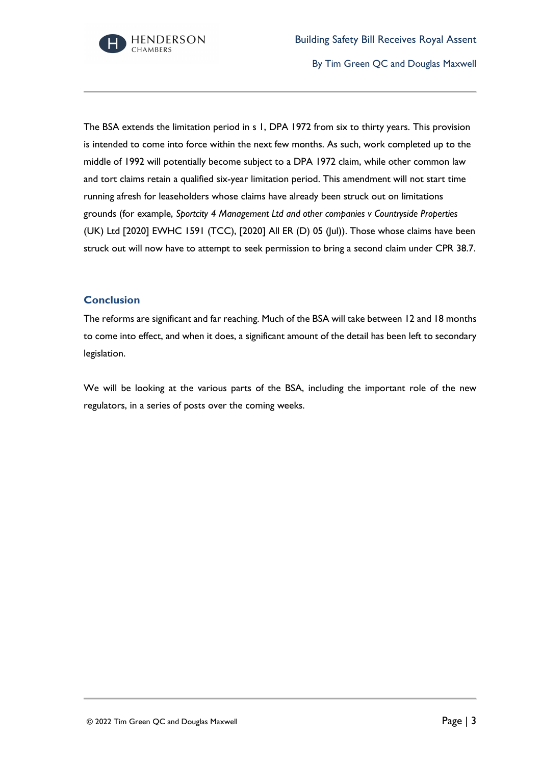The BSA extends the limitation period in s 1, DPA 1972 from six to thirty years. This provision is intended to come into force within the next few months. As such, work completed up to the middle of 1992 will potentially become subject to a DPA 1972 claim, while other common law and tort claims retain a qualified six-year limitation period. This amendment will not start time running afresh for leaseholders whose claims have already been struck out on limitations grounds (for example, *Sportcity 4 Management Ltd and other companies v Countryside Properties* (UK) Ltd [2020] EWHC 1591 (TCC), [2020] All ER (D) 05 (Jul)). Those whose claims have been struck out will now have to attempt to seek permission to bring a second claim under CPR 38.7.

## Conclusion

The reforms are significant and far reaching. Much of the BSA will take between 12 and 18 months to come into effect, and when it does, a significant amount of the detail has been left to secondary legislation.

We will be looking at the various parts of the BSA, including the important role of the new regulators, in a series of posts over the coming weeks.

© 2022 Tim Green QC and Douglas Maxwell